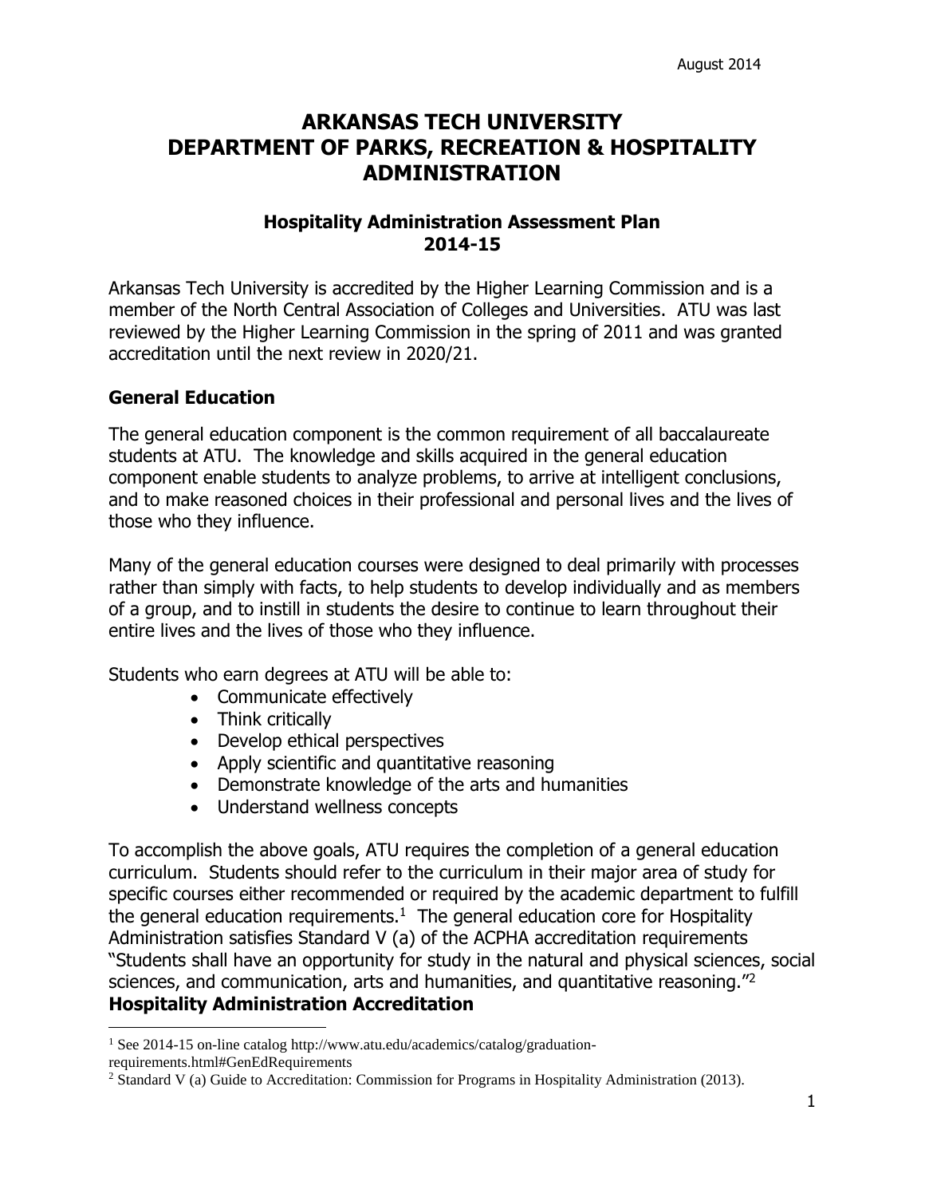August 2014

# ARKANSAS TECH UNIVERSITY DEPARTMENT OF PARKS, RECREATION & HOSPITALITY ADMINISTRATION

## Hospitality Administration Assessment Plan 2014-15

Arkansas Tech University is accredited by the Higher Learning Commission and is a member of the North Central Association of Colleges and Universities. ATU was last reviewed by the Higher Learning Commission in the spring of 2011 and was granted accreditation until the next review in 2020/21.

### General Education

The general education component is the common requirement of all baccalaureate students at ATU. The knowledge and skills acquired in the general education component enable students to analyze problems, to arrive at intelligent conclusions, and to make reasoned choices in their professional and personal lives and the lives of those who they influence.

Many of the general education courses were designed to deal primarily with processes rather than simply with facts, to help students to develop individually and as members of a group, and to instill in students the desire to continue to learn throughout their entire lives and the lives of those who they influence.

Students who earn degrees at ATU will be able to:

- Communicate effectively
- Think critically
- Develop ethical perspectives
- Apply scientific and quantitative reasoning
- Demonstrate knowledge of the arts and humanities
- Understand wellness concepts

To accomplish the above goals, ATU requires the completion of a general education curriculum. Students should refer to the curriculum in their major area of study for specific courses either recommended or required by the academic department to fulfill the general education requirements.[1] The general education core for Hospitality Administration satisfies Standard V (a) of the ACPHA accreditation requirements "Students shall have an opportunity for study in the natural and physical sciences, social sciences, and communication, arts and humanities, and quantitative reasoning."[2]

### Hospitality Administration Accreditation

---

[1] See 2014-15 on-line catalog http://www.atu.edu/academics/catalog/graduation-requirements.html#GenEdRequirements

[2] Standard V (a) Guide to Accreditation: Commission for Programs in Hospitality Administration (2013).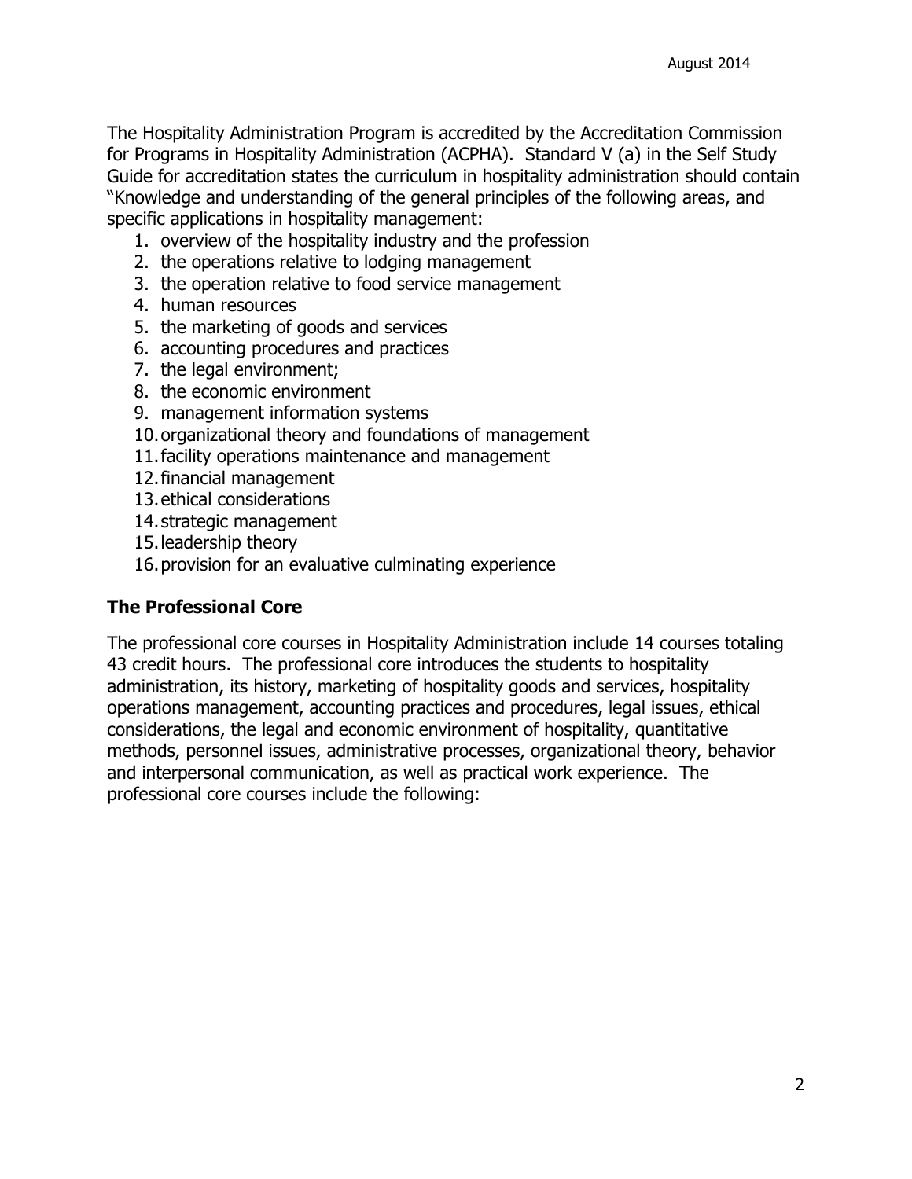The Hospitality Administration Program is accredited by the Accreditation Commission for Programs in Hospitality Administration (ACPHA). Standard V (a) in the Self Study Guide for accreditation states the curriculum in hospitality administration should contain "Knowledge and understanding of the general principles of the following areas, and specific applications in hospitality management:

1. overview of the hospitality industry and the profession
2. the operations relative to lodging management
3. the operation relative to food service management
4. human resources
5. the marketing of goods and services
6. accounting procedures and practices
7. the legal environment;
8. the economic environment
9. management information systems
10. organizational theory and foundations of management
11. facility operations maintenance and management
12. financial management
13. ethical considerations
14. strategic management
15. leadership theory
16. provision for an evaluative culminating experience

## The Professional Core

The professional core courses in Hospitality Administration include 14 courses totaling 43 credit hours. The professional core introduces the students to hospitality administration, its history, marketing of hospitality goods and services, hospitality operations management, accounting practices and procedures, legal issues, ethical considerations, the legal and economic environment of hospitality, quantitative methods, personnel issues, administrative processes, organizational theory, behavior and interpersonal communication, as well as practical work experience. The professional core courses include the following: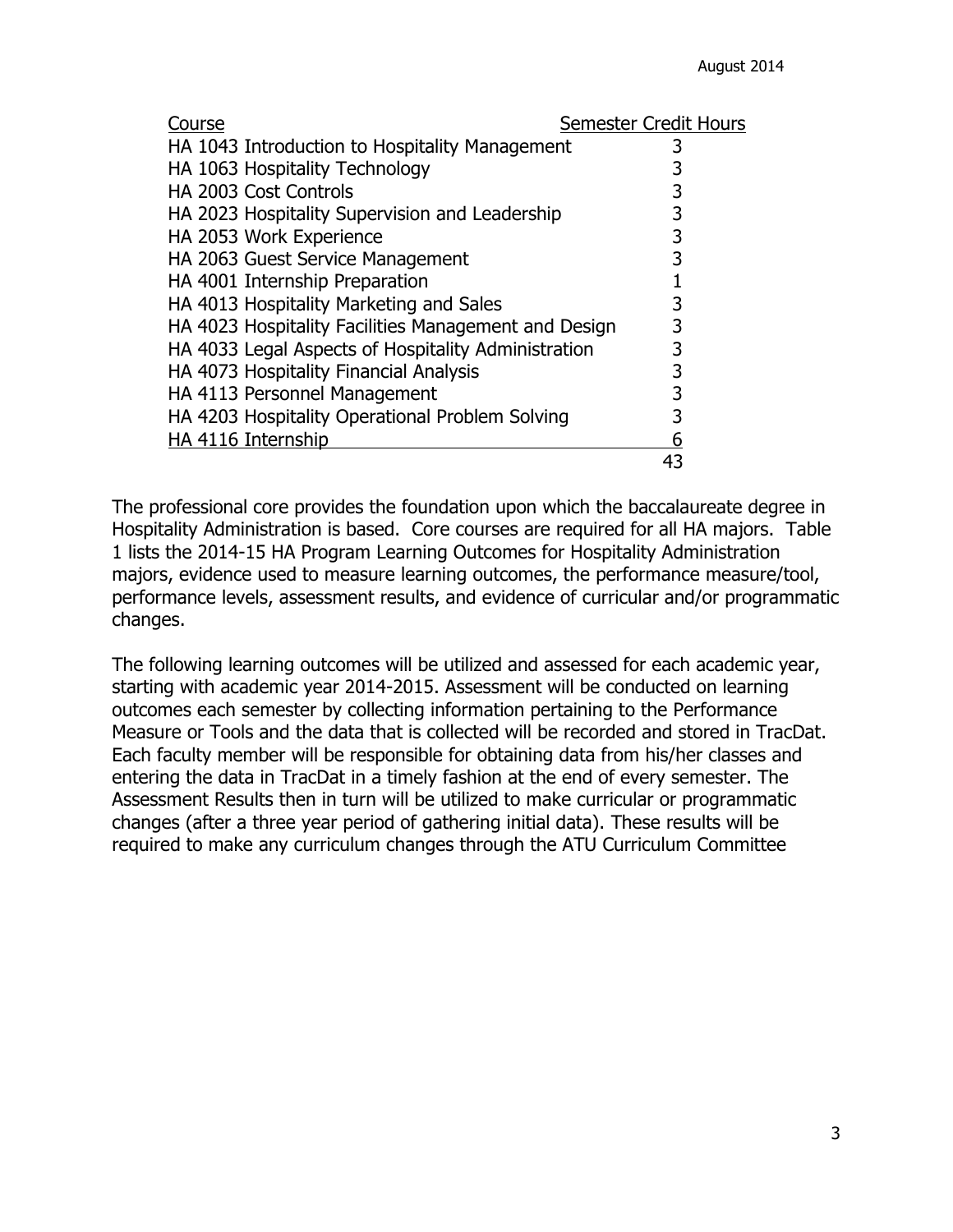| Course | Semester Credit Hours |
|---|---|
| HA 1043 Introduction to Hospitality Management | 3 |
| HA 1063 Hospitality Technology | 3 |
| HA 2003 Cost Controls | 3 |
| HA 2023 Hospitality Supervision and Leadership | 3 |
| HA 2053 Work Experience | 3 |
| HA 2063 Guest Service Management | 3 |
| HA 4001 Internship Preparation | 1 |
| HA 4013 Hospitality Marketing and Sales | 3 |
| HA 4023 Hospitality Facilities Management and Design | 3 |
| HA 4033 Legal Aspects of Hospitality Administration | 3 |
| HA 4073 Hospitality Financial Analysis | 3 |
| HA 4113 Personnel Management | 3 |
| HA 4203 Hospitality Operational Problem Solving | 3 |
| HA 4116 Internship | 6 |
| | 43 |

The professional core provides the foundation upon which the baccalaureate degree in Hospitality Administration is based. Core courses are required for all HA majors. Table 1 lists the 2014-15 HA Program Learning Outcomes for Hospitality Administration majors, evidence used to measure learning outcomes, the performance measure/tool, performance levels, assessment results, and evidence of curricular and/or programmatic changes.

The following learning outcomes will be utilized and assessed for each academic year, starting with academic year 2014-2015. Assessment will be conducted on learning outcomes each semester by collecting information pertaining to the Performance Measure or Tools and the data that is collected will be recorded and stored in TracDat. Each faculty member will be responsible for obtaining data from his/her classes and entering the data in TracDat in a timely fashion at the end of every semester. The Assessment Results then in turn will be utilized to make curricular or programmatic changes (after a three year period of gathering initial data). These results will be required to make any curriculum changes through the ATU Curriculum Committee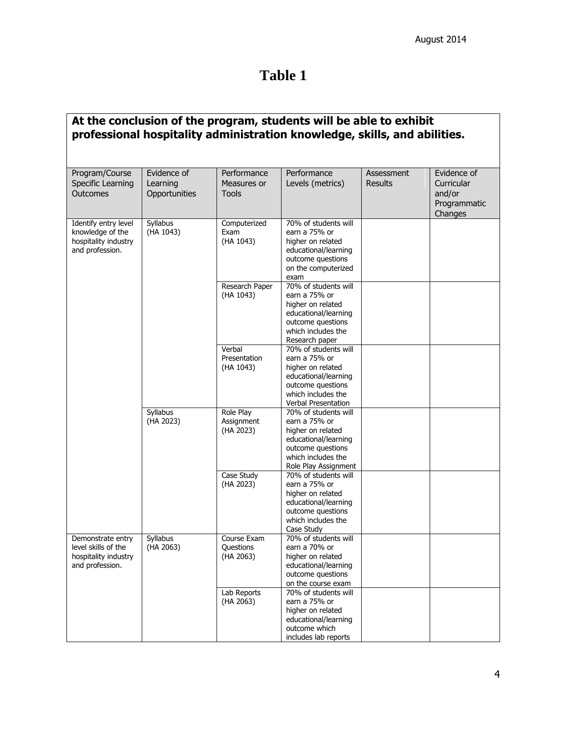# Table 1

**At the conclusion of the program, students will be able to exhibit professional hospitality administration knowledge, skills, and abilities.**

| Program/Course Specific Learning Outcomes | Evidence of Learning Opportunities | Performance Measures or Tools | Performance Levels (metrics) | Assessment Results | Evidence of Curricular and/or Programmatic Changes |
|---|---|---|---|---|---|
| Identify entry level knowledge of the hospitality industry and profession. | Syllabus (HA 1043) | Computerized Exam (HA 1043) | 70% of students will earn a 75% or higher on related educational/learning outcome questions on the computerized exam | | |
| | | Research Paper (HA 1043) | 70% of students will earn a 75% or higher on related educational/learning outcome questions which includes the Research paper | | |
| | | Verbal Presentation (HA 1043) | 70% of students will earn a 75% or higher on related educational/learning outcome questions which includes the Verbal Presentation | | |
| | Syllabus (HA 2023) | Role Play Assignment (HA 2023) | 70% of students will earn a 75% or higher on related educational/learning outcome questions which includes the Role Play Assignment | | |
| | | Case Study (HA 2023) | 70% of students will earn a 75% or higher on related educational/learning outcome questions which includes the Case Study | | |
| Demonstrate entry level skills of the hospitality industry and profession. | Syllabus (HA 2063) | Course Exam Questions (HA 2063) | 70% of students will earn a 70% or higher on related educational/learning outcome questions on the course exam | | |
| | | Lab Reports (HA 2063) | 70% of students will earn a 75% or higher on related educational/learning outcome which includes lab reports | | |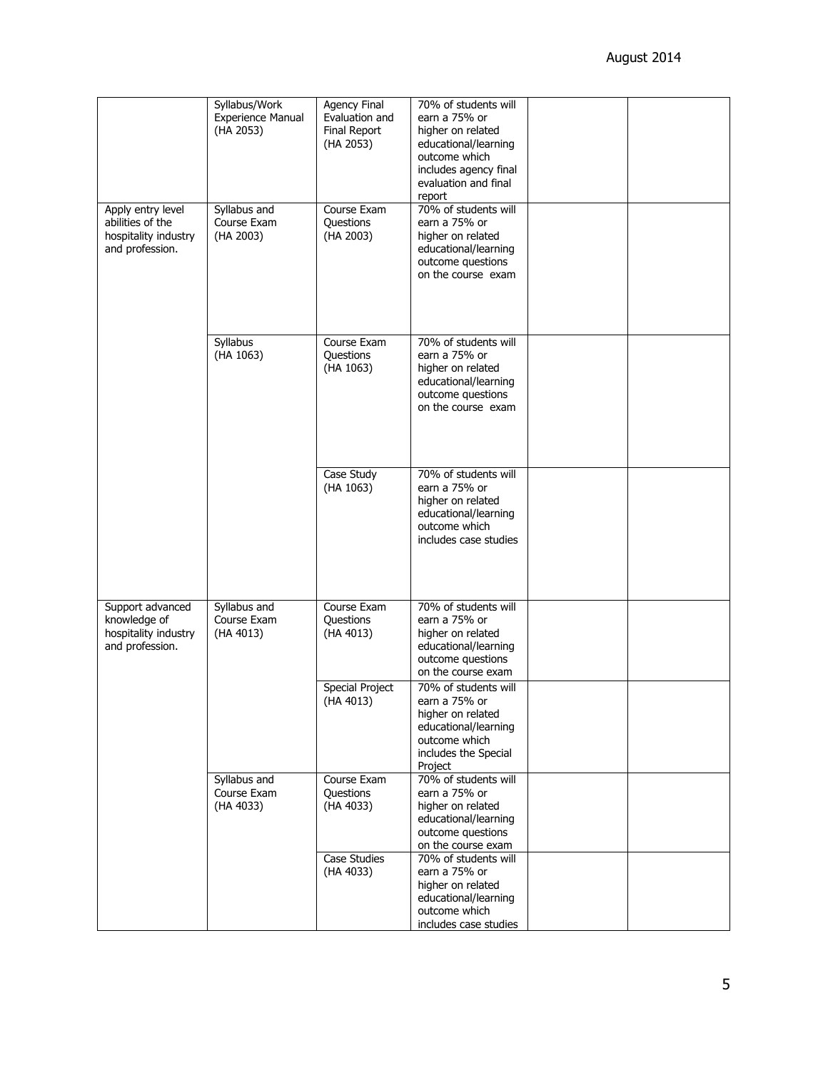| | | | | | |
|---|---|---|---|---|---|
| | Syllabus/Work Experience Manual (HA 2053) | Agency Final Evaluation and Final Report (HA 2053) | 70% of students will earn a 75% or higher on related educational/learning outcome which includes agency final evaluation and final report | | |
| Apply entry level abilities of the hospitality industry and profession. | Syllabus and Course Exam (HA 2003) | Course Exam Questions (HA 2003) | 70% of students will earn a 75% or higher on related educational/learning outcome questions on the course exam | | |
| | Syllabus (HA 1063) | Course Exam Questions (HA 1063) | 70% of students will earn a 75% or higher on related educational/learning outcome questions on the course exam | | |
| | | Case Study (HA 1063) | 70% of students will earn a 75% or higher on related educational/learning outcome which includes case studies | | |
| Support advanced knowledge of hospitality industry and profession. | Syllabus and Course Exam (HA 4013) | Course Exam Questions (HA 4013) | 70% of students will earn a 75% or higher on related educational/learning outcome questions on the course exam | | |
| | | Special Project (HA 4013) | 70% of students will earn a 75% or higher on related educational/learning outcome which includes the Special Project | | |
| | Syllabus and Course Exam (HA 4033) | Course Exam Questions (HA 4033) | 70% of students will earn a 75% or higher on related educational/learning outcome questions on the course exam | | |
| | | Case Studies (HA 4033) | 70% of students will earn a 75% or higher on related educational/learning outcome which includes case studies | | |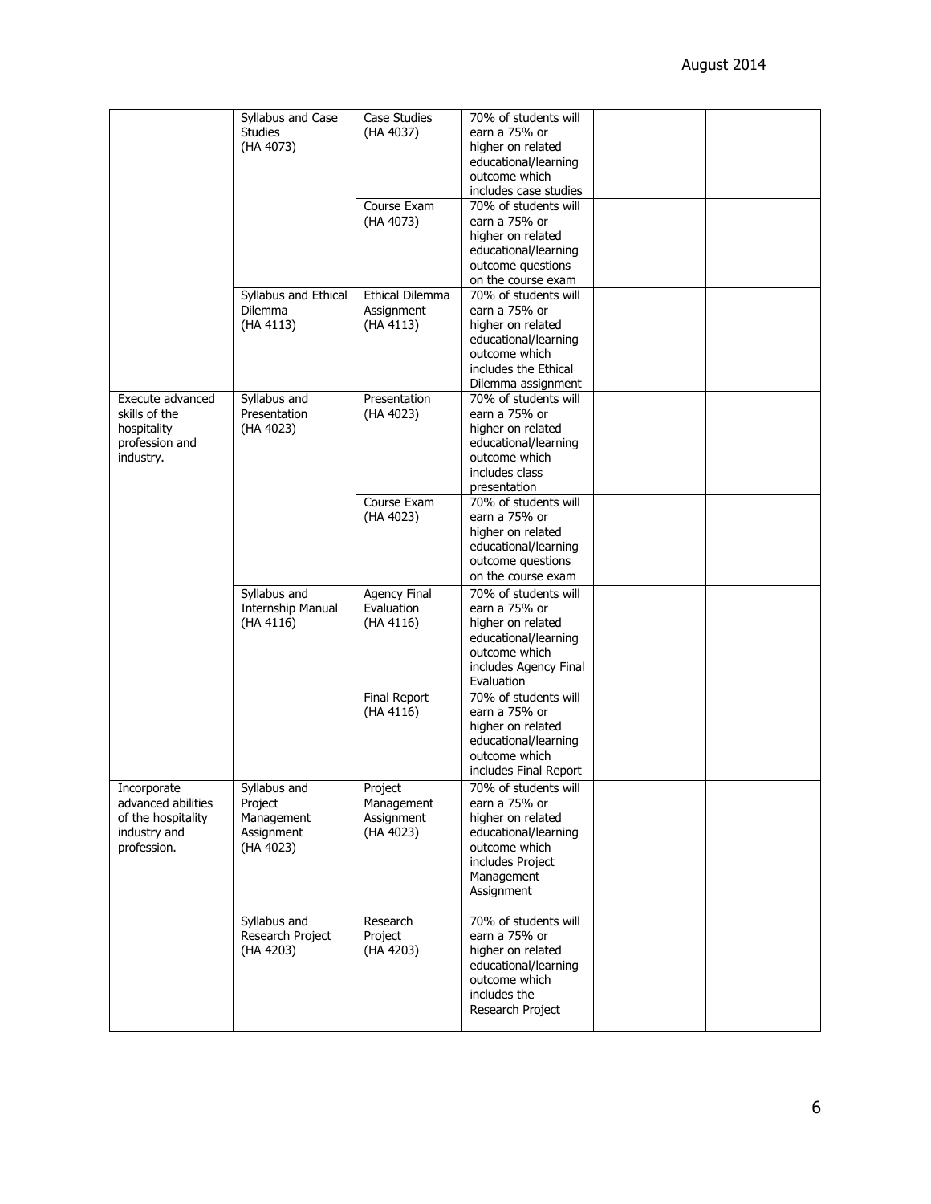| | | | | | |
|---|---|---|---|---|---|
| | Syllabus and Case Studies (HA 4073) | Case Studies (HA 4037) | 70% of students will earn a 75% or higher on related educational/learning outcome which includes case studies | | |
| | | Course Exam (HA 4073) | 70% of students will earn a 75% or higher on related educational/learning outcome questions on the course exam | | |
| | Syllabus and Ethical Dilemma (HA 4113) | Ethical Dilemma Assignment (HA 4113) | 70% of students will earn a 75% or higher on related educational/learning outcome which includes the Ethical Dilemma assignment | | |
| Execute advanced skills of the hospitality profession and industry. | Syllabus and Presentation (HA 4023) | Presentation (HA 4023) | 70% of students will earn a 75% or higher on related educational/learning outcome which includes class presentation | | |
| | | Course Exam (HA 4023) | 70% of students will earn a 75% or higher on related educational/learning outcome questions on the course exam | | |
| | Syllabus and Internship Manual (HA 4116) | Agency Final Evaluation (HA 4116) | 70% of students will earn a 75% or higher on related educational/learning outcome which includes Agency Final Evaluation | | |
| | | Final Report (HA 4116) | 70% of students will earn a 75% or higher on related educational/learning outcome which includes Final Report | | |
| Incorporate advanced abilities of the hospitality industry and profession. | Syllabus and Project Management Assignment (HA 4023) | Project Management Assignment (HA 4023) | 70% of students will earn a 75% or higher on related educational/learning outcome which includes Project Management Assignment | | |
| | Syllabus and Research Project (HA 4203) | Research Project (HA 4203) | 70% of students will earn a 75% or higher on related educational/learning outcome which includes the Research Project | | |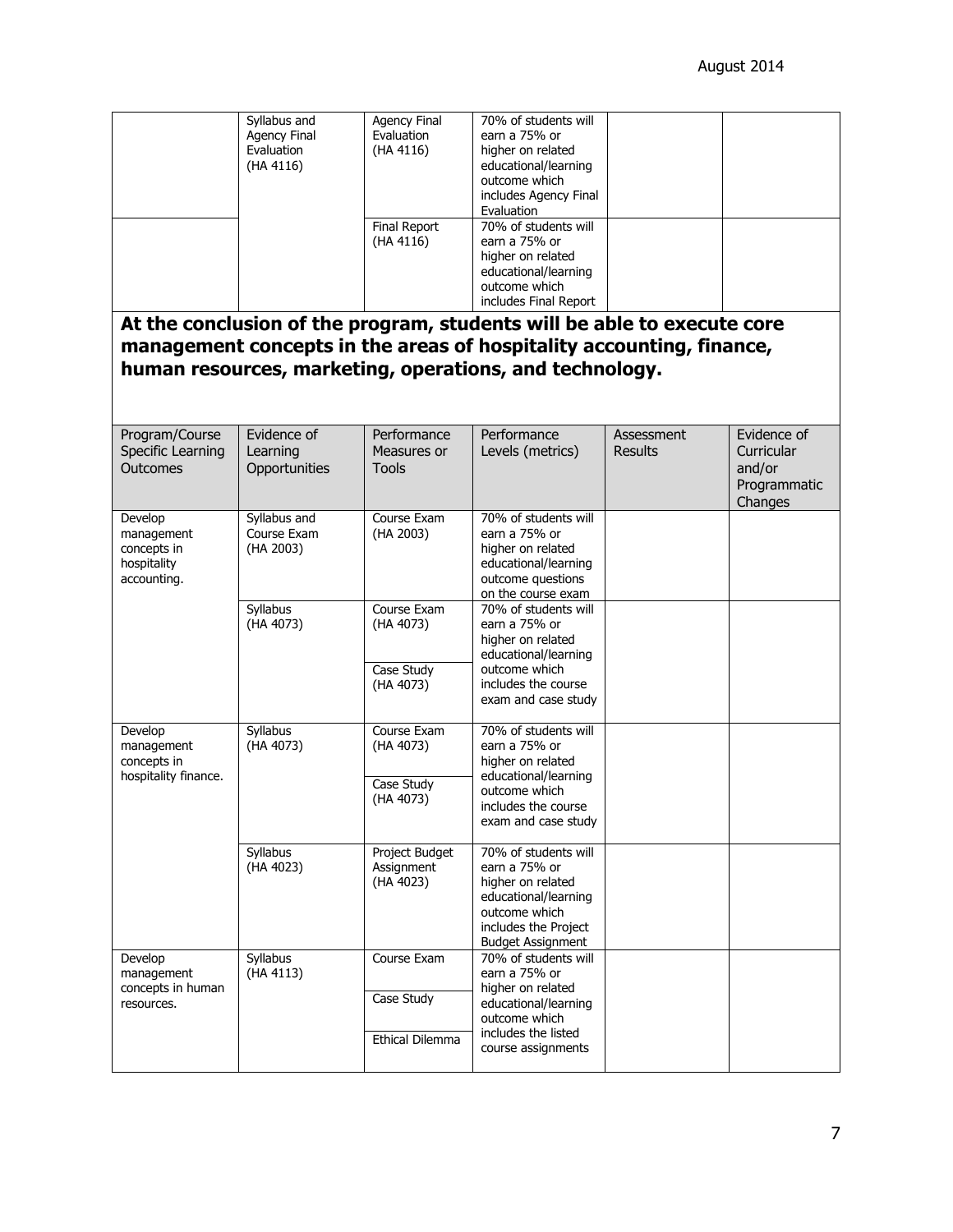| | | | | | |
|---|---|---|---|---|---|
| | Syllabus and Agency Final Evaluation (HA 4116) | Agency Final Evaluation (HA 4116) | 70% of students will earn a 75% or higher on related educational/learning outcome which includes Agency Final Evaluation | | |
| | | Final Report (HA 4116) | 70% of students will earn a 75% or higher on related educational/learning outcome which includes Final Report | | |

## At the conclusion of the program, students will be able to execute core management concepts in the areas of hospitality accounting, finance, human resources, marketing, operations, and technology.

| Program/Course Specific Learning Outcomes | Evidence of Learning Opportunities | Performance Measures or Tools | Performance Levels (metrics) | Assessment Results | Evidence of Curricular and/or Programmatic Changes |
|---|---|---|---|---|---|
| Develop management concepts in hospitality accounting. | Syllabus and Course Exam (HA 2003) | Course Exam (HA 2003) | 70% of students will earn a 75% or higher on related educational/learning outcome questions on the course exam | | |
| | Syllabus (HA 4073) | Course Exam (HA 4073)<br>Case Study (HA 4073) | 70% of students will earn a 75% or higher on related educational/learning outcome which includes the course exam and case study | | |
| Develop management concepts in hospitality finance. | Syllabus (HA 4073) | Course Exam (HA 4073)<br>Case Study (HA 4073) | 70% of students will earn a 75% or higher on related educational/learning outcome which includes the course exam and case study | | |
| | Syllabus (HA 4023) | Project Budget Assignment (HA 4023) | 70% of students will earn a 75% or higher on related educational/learning outcome which includes the Project Budget Assignment | | |
| Develop management concepts in human resources. | Syllabus (HA 4113) | Course Exam<br>Case Study<br>Ethical Dilemma | 70% of students will earn a 75% or higher on related educational/learning outcome which includes the listed course assignments | | |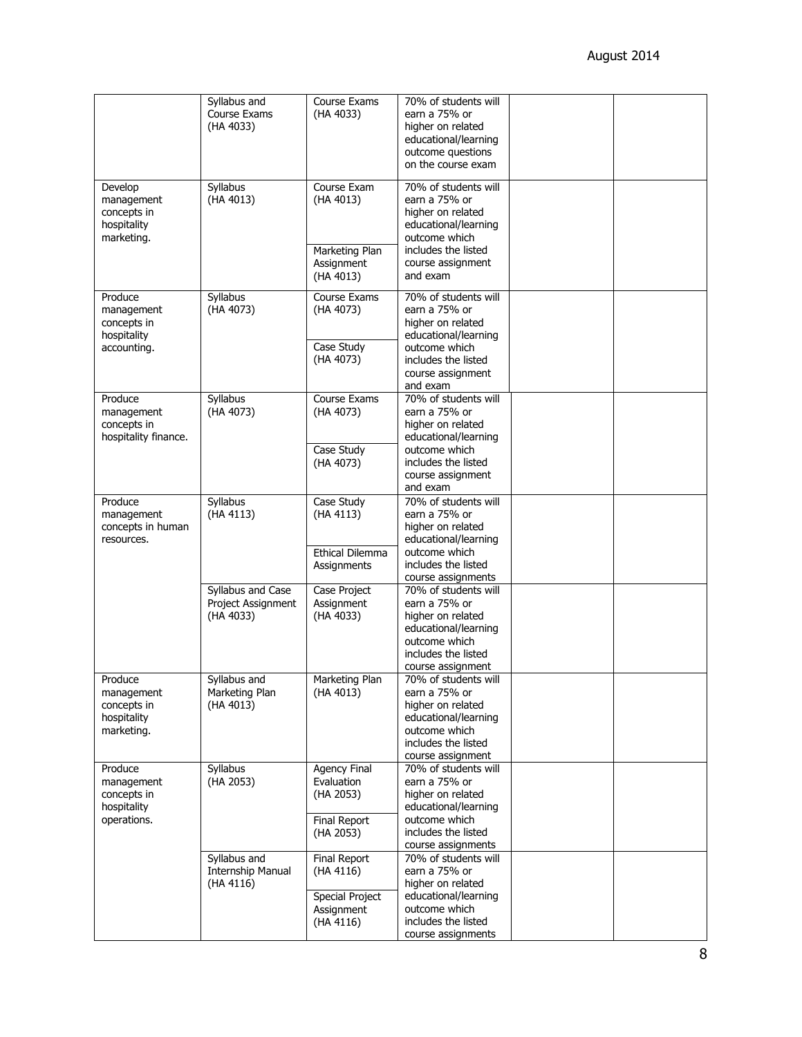| | | | | | |
|---|---|---|---|---|---|
| | Syllabus and Course Exams (HA 4033) | Course Exams (HA 4033) | 70% of students will earn a 75% or higher on related educational/learning outcome questions on the course exam | | |
| Develop management concepts in hospitality marketing. | Syllabus (HA 4013) | Course Exam (HA 4013)<br><br>Marketing Plan Assignment (HA 4013) | 70% of students will earn a 75% or higher on related educational/learning outcome which includes the listed course assignment and exam | | |
| Produce management concepts in hospitality accounting. | Syllabus (HA 4073) | Course Exams (HA 4073)<br><br>Case Study (HA 4073) | 70% of students will earn a 75% or higher on related educational/learning outcome which includes the listed course assignment and exam | | |
| Produce management concepts in hospitality finance. | Syllabus (HA 4073) | Course Exams (HA 4073)<br><br>Case Study (HA 4073) | 70% of students will earn a 75% or higher on related educational/learning outcome which includes the listed course assignment and exam | | |
| Produce management concepts in human resources. | Syllabus (HA 4113) | Case Study (HA 4113)<br><br>Ethical Dilemma Assignments | 70% of students will earn a 75% or higher on related educational/learning outcome which includes the listed course assignments | | |
| | Syllabus and Case Project Assignment (HA 4033) | Case Project Assignment (HA 4033) | 70% of students will earn a 75% or higher on related educational/learning outcome which includes the listed course assignment | | |
| Produce management concepts in hospitality marketing. | Syllabus and Marketing Plan (HA 4013) | Marketing Plan (HA 4013) | 70% of students will earn a 75% or higher on related educational/learning outcome which includes the listed course assignment | | |
| Produce management concepts in hospitality operations. | Syllabus (HA 2053) | Agency Final Evaluation (HA 2053)<br><br>Final Report (HA 2053) | 70% of students will earn a 75% or higher on related educational/learning outcome which includes the listed course assignments | | |
| | Syllabus and Internship Manual (HA 4116) | Final Report (HA 4116)<br><br>Special Project Assignment (HA 4116) | 70% of students will earn a 75% or higher on related educational/learning outcome which includes the listed course assignments | | |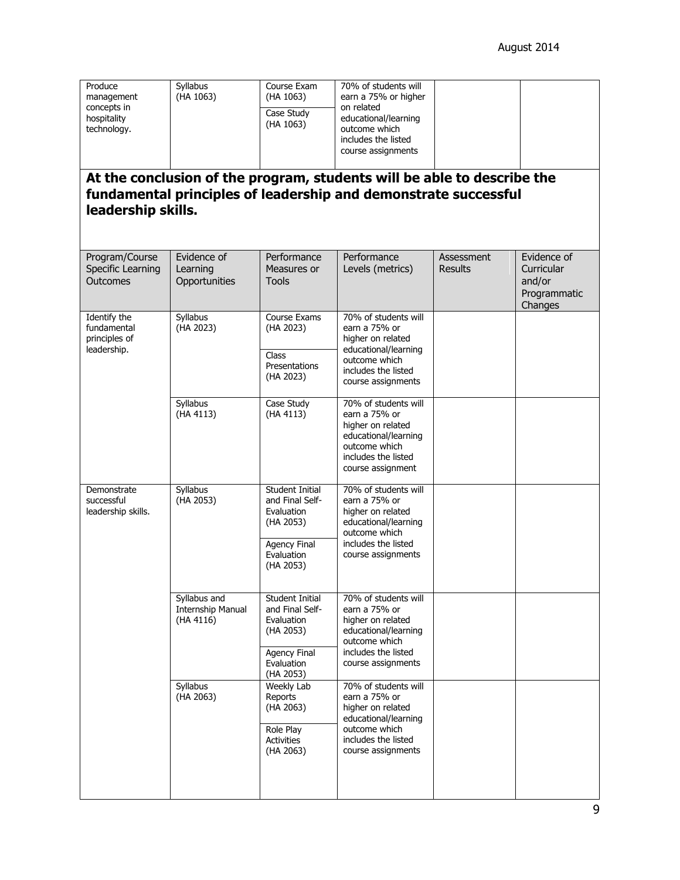| | | | | | |
|---|---|---|---|---|---|
| Produce management concepts in hospitality technology. | Syllabus (HA 1063) | Course Exam (HA 1063)<br>Case Study (HA 1063) | 70% of students will earn a 75% or higher on related educational/learning outcome which includes the listed course assignments | | |

## At the conclusion of the program, students will be able to describe the fundamental principles of leadership and demonstrate successful leadership skills.

| Program/Course Specific Learning Outcomes | Evidence of Learning Opportunities | Performance Measures or Tools | Performance Levels (metrics) | Assessment Results | Evidence of Curricular and/or Programmatic Changes |
|---|---|---|---|---|---|
| Identify the fundamental principles of leadership. | Syllabus (HA 2023) | Course Exams (HA 2023)<br>Class Presentations (HA 2023) | 70% of students will earn a 75% or higher on related educational/learning outcome which includes the listed course assignments | | |
| | Syllabus (HA 4113) | Case Study (HA 4113) | 70% of students will earn a 75% or higher on related educational/learning outcome which includes the listed course assignment | | |
| Demonstrate successful leadership skills. | Syllabus (HA 2053) | Student Initial and Final Self-Evaluation (HA 2053)<br>Agency Final Evaluation (HA 2053) | 70% of students will earn a 75% or higher on related educational/learning outcome which includes the listed course assignments | | |
| | Syllabus and Internship Manual (HA 4116) | Student Initial and Final Self-Evaluation (HA 2053)<br>Agency Final Evaluation (HA 2053) | 70% of students will earn a 75% or higher on related educational/learning outcome which includes the listed course assignments | | |
| | Syllabus (HA 2063) | Weekly Lab Reports (HA 2063)<br>Role Play Activities (HA 2063) | 70% of students will earn a 75% or higher on related educational/learning outcome which includes the listed course assignments | | |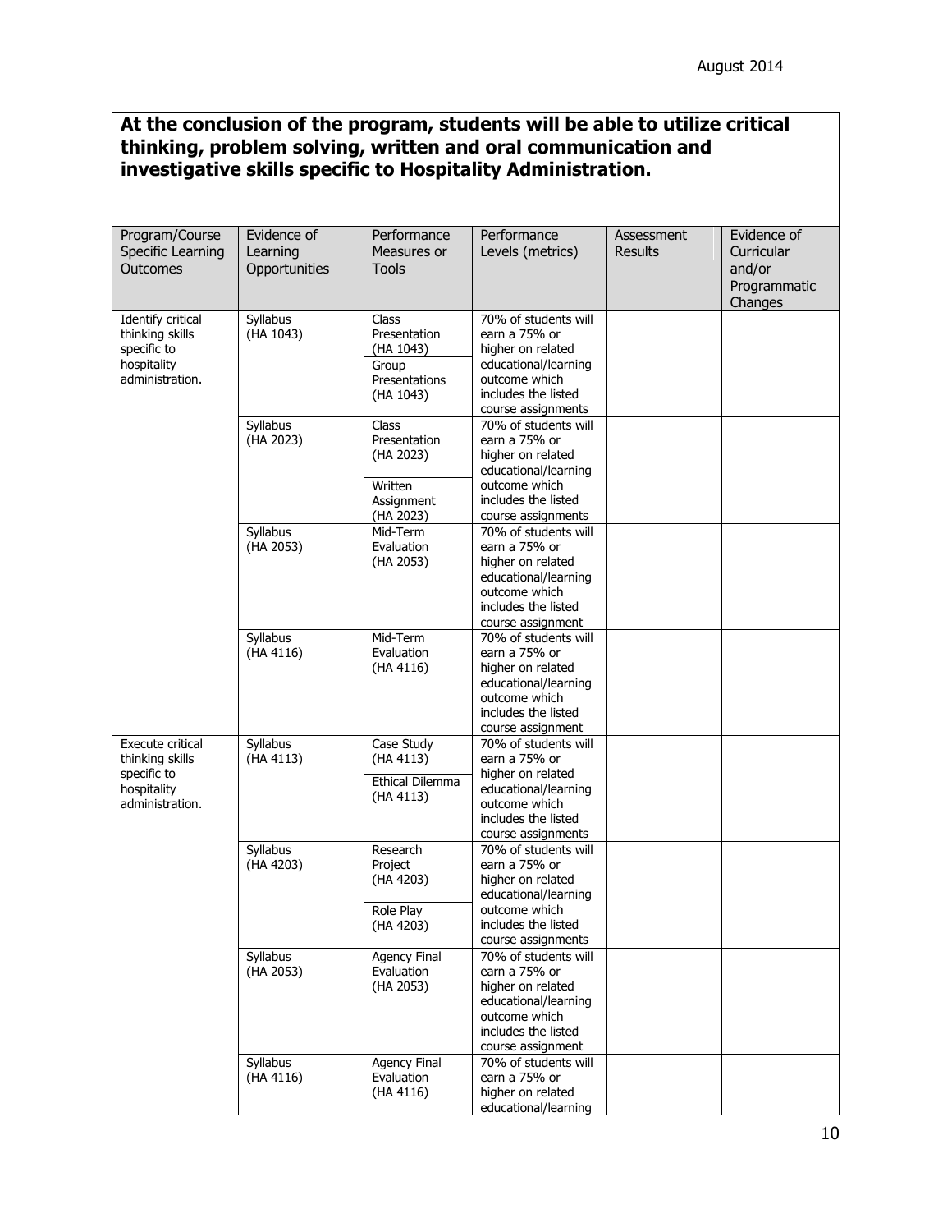# At the conclusion of the program, students will be able to utilize critical thinking, problem solving, written and oral communication and investigative skills specific to Hospitality Administration.

| Program/Course Specific Learning Outcomes | Evidence of Learning Opportunities | Performance Measures or Tools | Performance Levels (metrics) | Assessment Results | Evidence of Curricular and/or Programmatic Changes |
|---|---|---|---|---|---|
| Identify critical thinking skills specific to hospitality administration. | Syllabus (HA 1043) | Class Presentation (HA 1043)<br>Group Presentations (HA 1043) | 70% of students will earn a 75% or higher on related educational/learning outcome which includes the listed course assignments | | |
| | Syllabus (HA 2023) | Class Presentation (HA 2023)<br>Written Assignment (HA 2023) | 70% of students will earn a 75% or higher on related educational/learning outcome which includes the listed course assignments | | |
| | Syllabus (HA 2053) | Mid-Term Evaluation (HA 2053) | 70% of students will earn a 75% or higher on related educational/learning outcome which includes the listed course assignment | | |
| | Syllabus (HA 4116) | Mid-Term Evaluation (HA 4116) | 70% of students will earn a 75% or higher on related educational/learning outcome which includes the listed course assignment | | |
| Execute critical thinking skills specific to hospitality administration. | Syllabus (HA 4113) | Case Study (HA 4113)<br>Ethical Dilemma (HA 4113) | 70% of students will earn a 75% or higher on related educational/learning outcome which includes the listed course assignments | | |
| | Syllabus (HA 4203) | Research Project (HA 4203)<br>Role Play (HA 4203) | 70% of students will earn a 75% or higher on related educational/learning outcome which includes the listed course assignments | | |
| | Syllabus (HA 2053) | Agency Final Evaluation (HA 2053) | 70% of students will earn a 75% or higher on related educational/learning outcome which includes the listed course assignment | | |
| | Syllabus (HA 4116) | Agency Final Evaluation (HA 4116) | 70% of students will earn a 75% or higher on related educational/learning | | |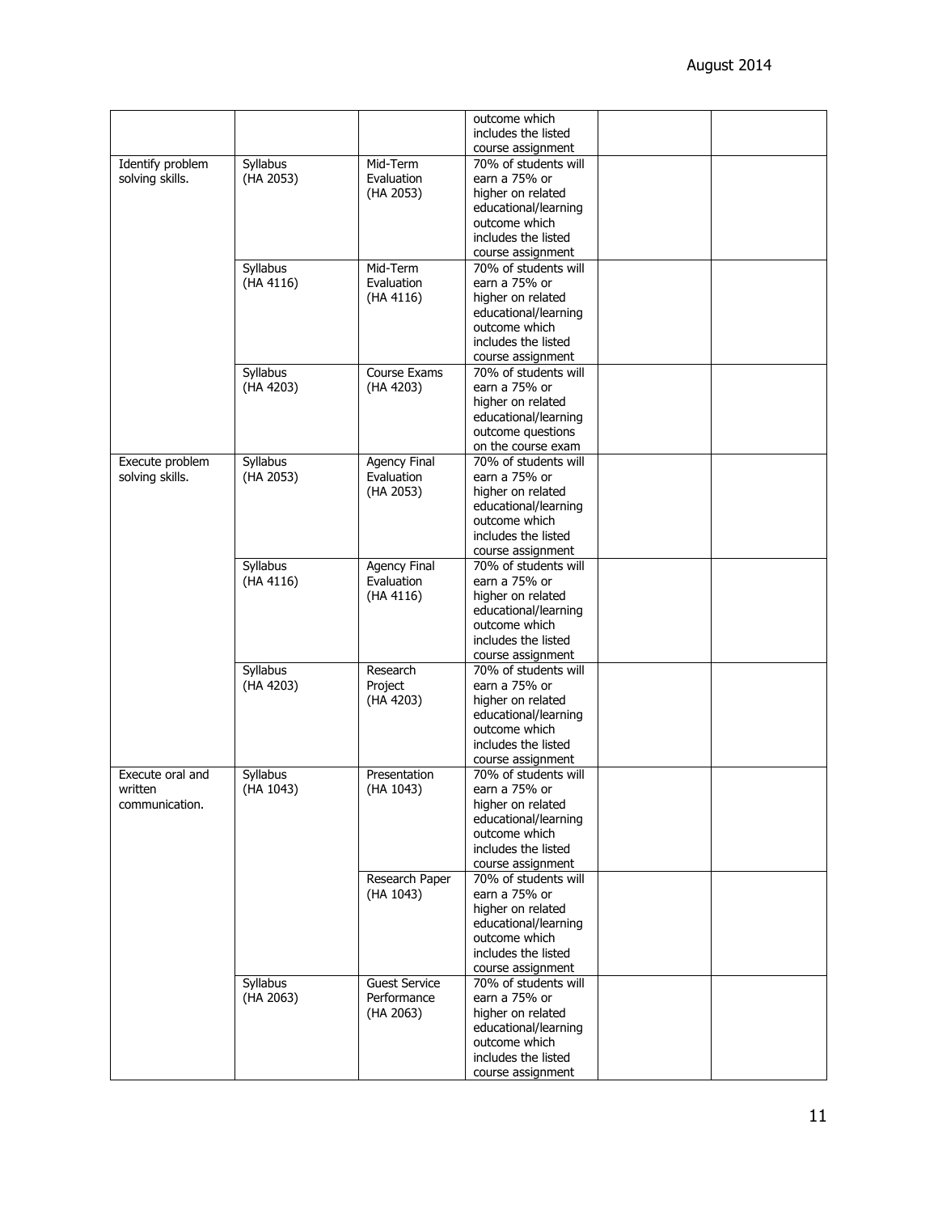| | | | | | |
|---|---|---|---|---|---|
| | | | outcome which includes the listed course assignment | | |
| Identify problem solving skills. | Syllabus (HA 2053) | Mid-Term Evaluation (HA 2053) | 70% of students will earn a 75% or higher on related educational/learning outcome which includes the listed course assignment | | |
| | Syllabus (HA 4116) | Mid-Term Evaluation (HA 4116) | 70% of students will earn a 75% or higher on related educational/learning outcome which includes the listed course assignment | | |
| | Syllabus (HA 4203) | Course Exams (HA 4203) | 70% of students will earn a 75% or higher on related educational/learning outcome questions on the course exam | | |
| Execute problem solving skills. | Syllabus (HA 2053) | Agency Final Evaluation (HA 2053) | 70% of students will earn a 75% or higher on related educational/learning outcome which includes the listed course assignment | | |
| | Syllabus (HA 4116) | Agency Final Evaluation (HA 4116) | 70% of students will earn a 75% or higher on related educational/learning outcome which includes the listed course assignment | | |
| | Syllabus (HA 4203) | Research Project (HA 4203) | 70% of students will earn a 75% or higher on related educational/learning outcome which includes the listed course assignment | | |
| Execute oral and written communication. | Syllabus (HA 1043) | Presentation (HA 1043) | 70% of students will earn a 75% or higher on related educational/learning outcome which includes the listed course assignment | | |
| | | Research Paper (HA 1043) | 70% of students will earn a 75% or higher on related educational/learning outcome which includes the listed course assignment | | |
| | Syllabus (HA 2063) | Guest Service Performance (HA 2063) | 70% of students will earn a 75% or higher on related educational/learning outcome which includes the listed course assignment | | |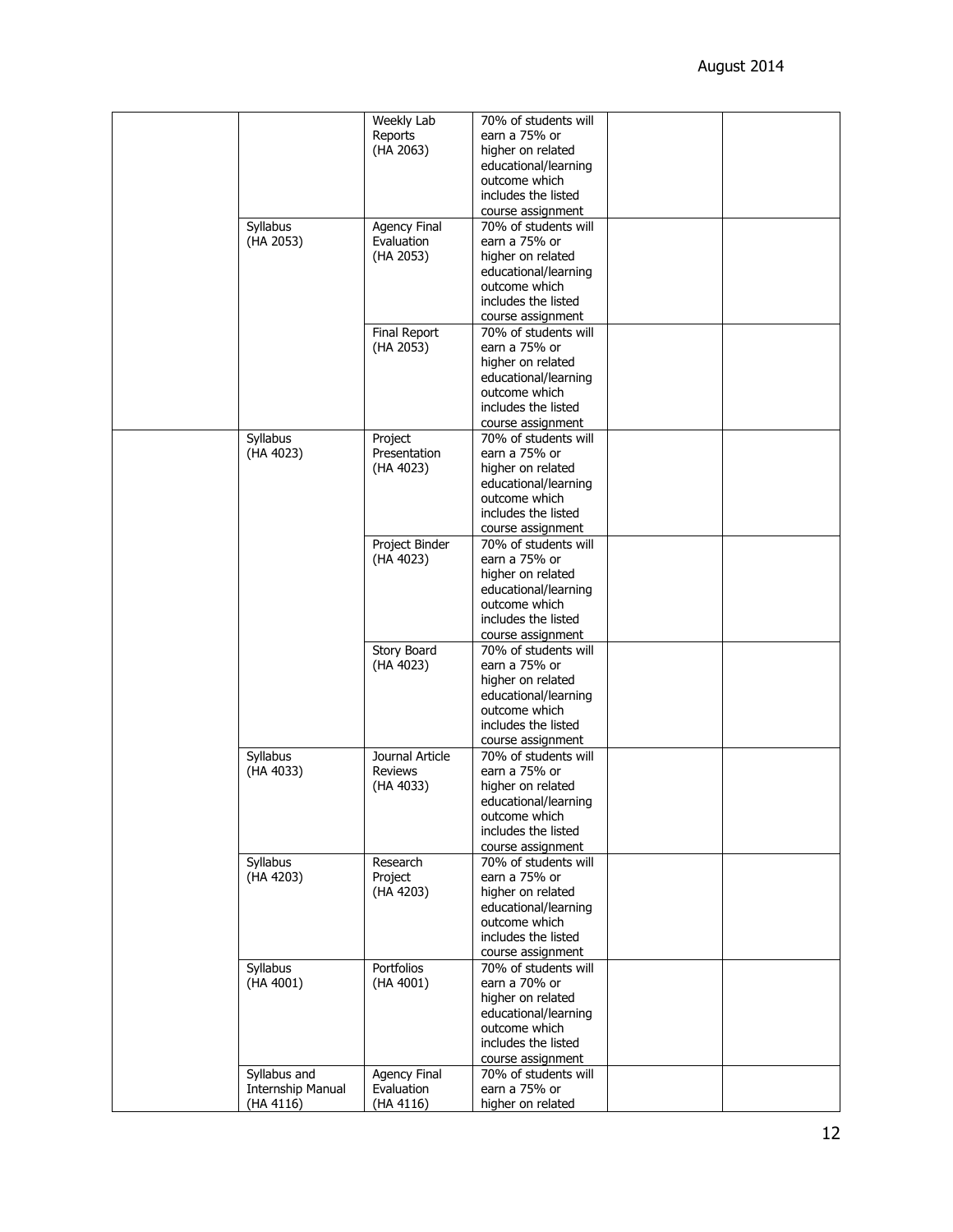| | | | | | |
|---|---|---|---|---|---|
| | | Weekly Lab Reports (HA 2063) | 70% of students will earn a 75% or higher on related educational/learning outcome which includes the listed course assignment | | |
| | Syllabus (HA 2053) | Agency Final Evaluation (HA 2053) | 70% of students will earn a 75% or higher on related educational/learning outcome which includes the listed course assignment | | |
| | | Final Report (HA 2053) | 70% of students will earn a 75% or higher on related educational/learning outcome which includes the listed course assignment | | |
| | Syllabus (HA 4023) | Project Presentation (HA 4023) | 70% of students will earn a 75% or higher on related educational/learning outcome which includes the listed course assignment | | |
| | | Project Binder (HA 4023) | 70% of students will earn a 75% or higher on related educational/learning outcome which includes the listed course assignment | | |
| | | Story Board (HA 4023) | 70% of students will earn a 75% or higher on related educational/learning outcome which includes the listed course assignment | | |
| | Syllabus (HA 4033) | Journal Article Reviews (HA 4033) | 70% of students will earn a 75% or higher on related educational/learning outcome which includes the listed course assignment | | |
| | Syllabus (HA 4203) | Research Project (HA 4203) | 70% of students will earn a 75% or higher on related educational/learning outcome which includes the listed course assignment | | |
| | Syllabus (HA 4001) | Portfolios (HA 4001) | 70% of students will earn a 70% or higher on related educational/learning outcome which includes the listed course assignment | | |
| | Syllabus and Internship Manual (HA 4116) | Agency Final Evaluation (HA 4116) | 70% of students will earn a 75% or higher on related | | |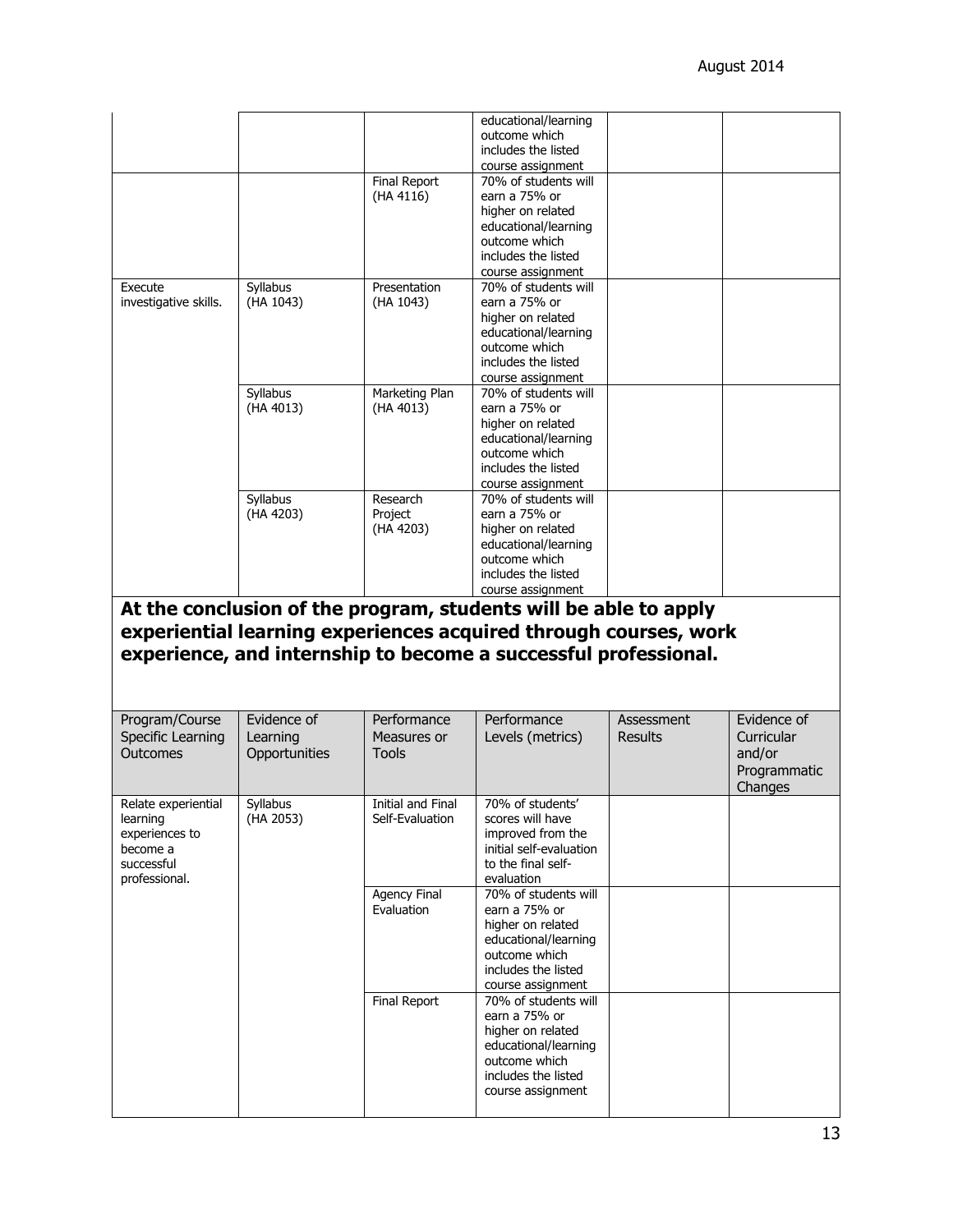| | | | | | |
|---|---|---|---|---|---|
| | | | educational/learning outcome which includes the listed course assignment | | |
| | | Final Report (HA 4116) | 70% of students will earn a 75% or higher on related educational/learning outcome which includes the listed course assignment | | |
| Execute investigative skills. | Syllabus (HA 1043) | Presentation (HA 1043) | 70% of students will earn a 75% or higher on related educational/learning outcome which includes the listed course assignment | | |
| | Syllabus (HA 4013) | Marketing Plan (HA 4013) | 70% of students will earn a 75% or higher on related educational/learning outcome which includes the listed course assignment | | |
| | Syllabus (HA 4203) | Research Project (HA 4203) | 70% of students will earn a 75% or higher on related educational/learning outcome which includes the listed course assignment | | |

## At the conclusion of the program, students will be able to apply experiential learning experiences acquired through courses, work experience, and internship to become a successful professional.

| Program/Course Specific Learning Outcomes | Evidence of Learning Opportunities | Performance Measures or Tools | Performance Levels (metrics) | Assessment Results | Evidence of Curricular and/or Programmatic Changes |
|---|---|---|---|---|---|
| Relate experiential learning experiences to become a successful professional. | Syllabus (HA 2053) | Initial and Final Self-Evaluation | 70% of students' scores will have improved from the initial self-evaluation to the final self-evaluation | | |
| | | Agency Final Evaluation | 70% of students will earn a 75% or higher on related educational/learning outcome which includes the listed course assignment | | |
| | | Final Report | 70% of students will earn a 75% or higher on related educational/learning outcome which includes the listed course assignment | | |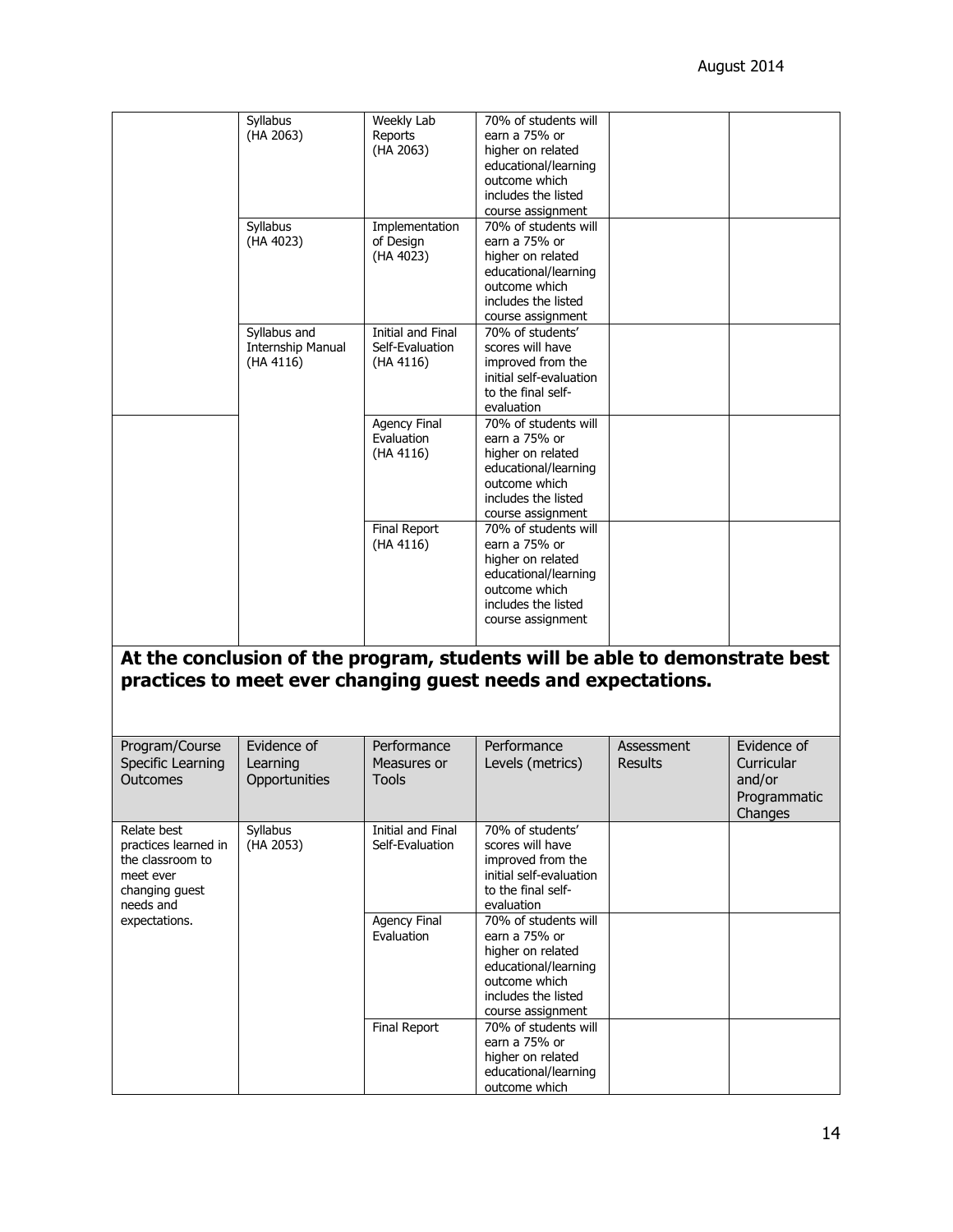| | | | | | |
|---|---|---|---|---|---|
| | Syllabus (HA 2063) | Weekly Lab Reports (HA 2063) | 70% of students will earn a 75% or higher on related educational/learning outcome which includes the listed course assignment | | |
| | Syllabus (HA 4023) | Implementation of Design (HA 4023) | 70% of students will earn a 75% or higher on related educational/learning outcome which includes the listed course assignment | | |
| | Syllabus and Internship Manual (HA 4116) | Initial and Final Self-Evaluation (HA 4116) | 70% of students' scores will have improved from the initial self-evaluation to the final self-evaluation | | |
| | | Agency Final Evaluation (HA 4116) | 70% of students will earn a 75% or higher on related educational/learning outcome which includes the listed course assignment | | |
| | | Final Report (HA 4116) | 70% of students will earn a 75% or higher on related educational/learning outcome which includes the listed course assignment | | |

## At the conclusion of the program, students will be able to demonstrate best practices to meet ever changing guest needs and expectations.

| Program/Course Specific Learning Outcomes | Evidence of Learning Opportunities | Performance Measures or Tools | Performance Levels (metrics) | Assessment Results | Evidence of Curricular and/or Programmatic Changes |
|---|---|---|---|---|---|
| Relate best practices learned in the classroom to meet ever changing guest needs and expectations. | Syllabus (HA 2053) | Initial and Final Self-Evaluation | 70% of students' scores will have improved from the initial self-evaluation to the final self-evaluation | | |
| | | Agency Final Evaluation | 70% of students will earn a 75% or higher on related educational/learning outcome which includes the listed course assignment | | |
| | | Final Report | 70% of students will earn a 75% or higher on related educational/learning outcome which | | |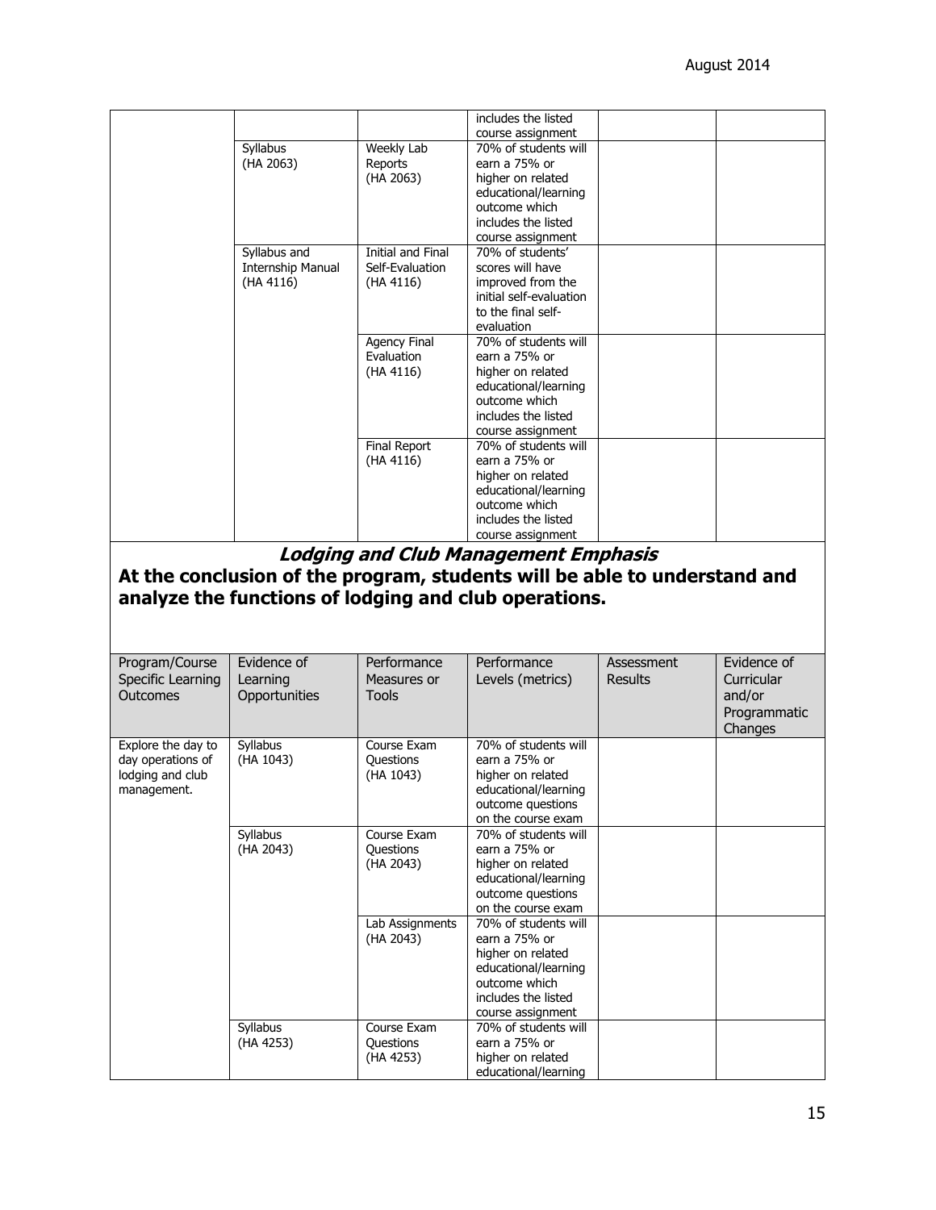| | | | includes the listed course assignment | | |
|---|---|---|---|---|---|
| | Syllabus (HA 2063) | Weekly Lab Reports (HA 2063) | 70% of students will earn a 75% or higher on related educational/learning outcome which includes the listed course assignment | | |
| | Syllabus and Internship Manual (HA 4116) | Initial and Final Self-Evaluation (HA 4116) | 70% of students' scores will have improved from the initial self-evaluation to the final self-evaluation | | |
| | | Agency Final Evaluation (HA 4116) | 70% of students will earn a 75% or higher on related educational/learning outcome which includes the listed course assignment | | |
| | | Final Report (HA 4116) | 70% of students will earn a 75% or higher on related educational/learning outcome which includes the listed course assignment | | |

## ***Lodging and Club Management Emphasis***

## **At the conclusion of the program, students will be able to understand and analyze the functions of lodging and club operations.**

| Program/Course Specific Learning Outcomes | Evidence of Learning Opportunities | Performance Measures or Tools | Performance Levels (metrics) | Assessment Results | Evidence of Curricular and/or Programmatic Changes |
|---|---|---|---|---|---|
| Explore the day to day operations of lodging and club management. | Syllabus (HA 1043) | Course Exam Questions (HA 1043) | 70% of students will earn a 75% or higher on related educational/learning outcome questions on the course exam | | |
| | Syllabus (HA 2043) | Course Exam Questions (HA 2043) | 70% of students will earn a 75% or higher on related educational/learning outcome questions on the course exam | | |
| | | Lab Assignments (HA 2043) | 70% of students will earn a 75% or higher on related educational/learning outcome which includes the listed course assignment | | |
| | Syllabus (HA 4253) | Course Exam Questions (HA 4253) | 70% of students will earn a 75% or higher on related educational/learning | | |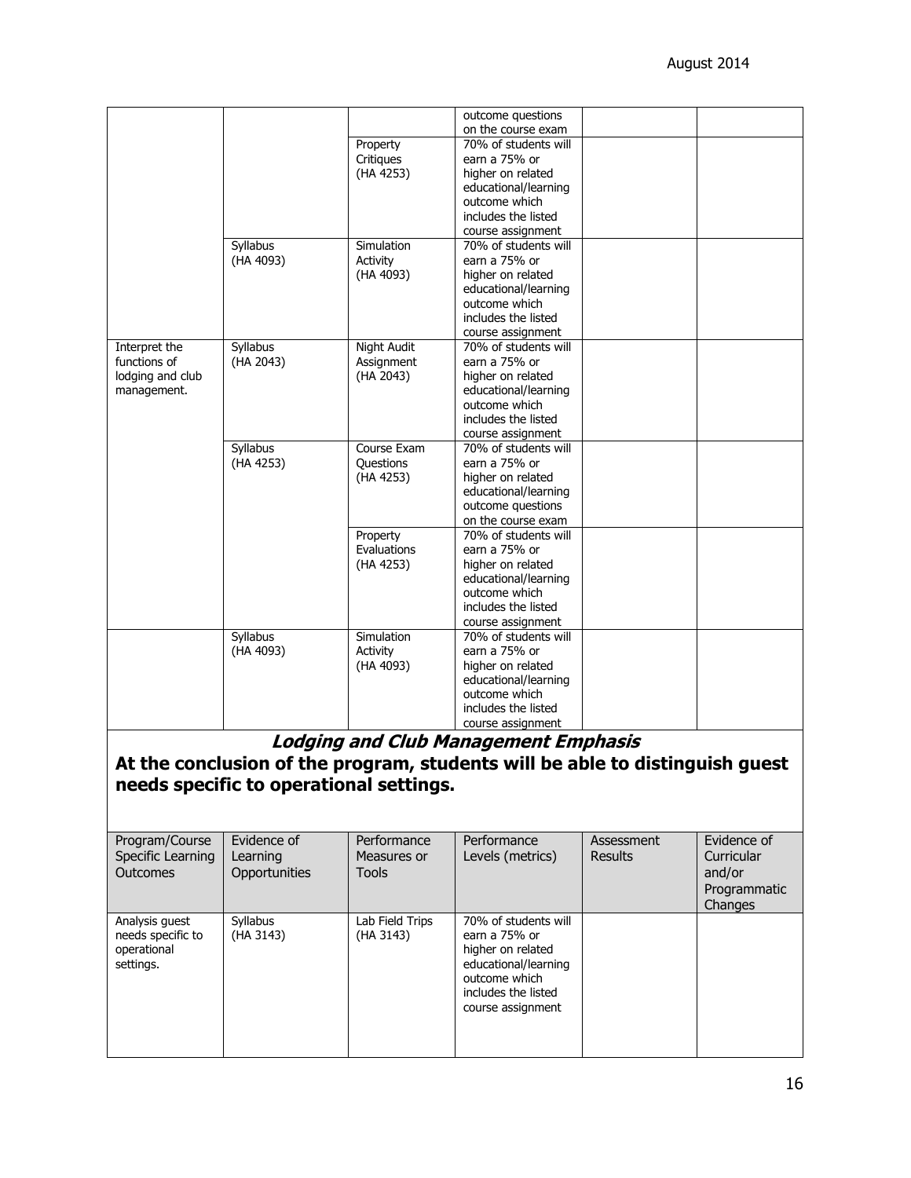| | | | outcome questions on the course exam | | |
|---|---|---|---|---|---|
| | | Property Critiques (HA 4253) | 70% of students will earn a 75% or higher on related educational/learning outcome which includes the listed course assignment | | |
| | Syllabus (HA 4093) | Simulation Activity (HA 4093) | 70% of students will earn a 75% or higher on related educational/learning outcome which includes the listed course assignment | | |
| Interpret the functions of lodging and club management. | Syllabus (HA 2043) | Night Audit Assignment (HA 2043) | 70% of students will earn a 75% or higher on related educational/learning outcome which includes the listed course assignment | | |
| | Syllabus (HA 4253) | Course Exam Questions (HA 4253) | 70% of students will earn a 75% or higher on related educational/learning outcome questions on the course exam | | |
| | | Property Evaluations (HA 4253) | 70% of students will earn a 75% or higher on related educational/learning outcome which includes the listed course assignment | | |
| | Syllabus (HA 4093) | Simulation Activity (HA 4093) | 70% of students will earn a 75% or higher on related educational/learning outcome which includes the listed course assignment | | |

## ***Lodging and Club Management Emphasis***

## At the conclusion of the program, students will be able to distinguish guest needs specific to operational settings.

| Program/Course Specific Learning Outcomes | Evidence of Learning Opportunities | Performance Measures or Tools | Performance Levels (metrics) | Assessment Results | Evidence of Curricular and/or Programmatic Changes |
|---|---|---|---|---|---|
| Analysis guest needs specific to operational settings. | Syllabus (HA 3143) | Lab Field Trips (HA 3143) | 70% of students will earn a 75% or higher on related educational/learning outcome which includes the listed course assignment | | |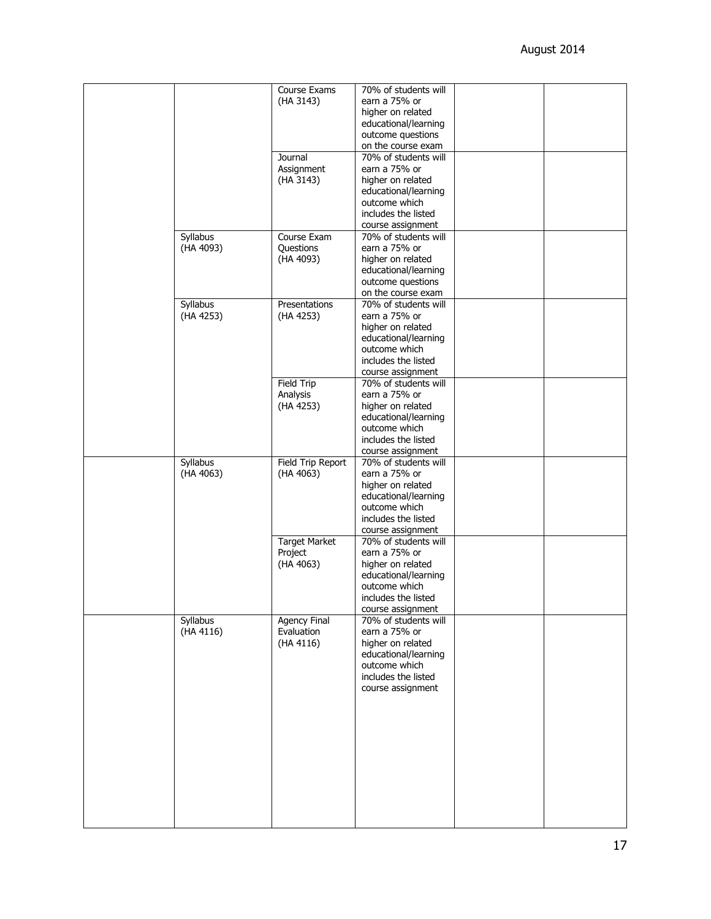| | | | | | |
|---|---|---|---|---|---|
| | | Course Exams (HA 3143) | 70% of students will earn a 75% or higher on related educational/learning outcome questions on the course exam | | |
| | | Journal Assignment (HA 3143) | 70% of students will earn a 75% or higher on related educational/learning outcome which includes the listed course assignment | | |
| | Syllabus (HA 4093) | Course Exam Questions (HA 4093) | 70% of students will earn a 75% or higher on related educational/learning outcome questions on the course exam | | |
| | Syllabus (HA 4253) | Presentations (HA 4253) | 70% of students will earn a 75% or higher on related educational/learning outcome which includes the listed course assignment | | |
| | | Field Trip Analysis (HA 4253) | 70% of students will earn a 75% or higher on related educational/learning outcome which includes the listed course assignment | | |
| | Syllabus (HA 4063) | Field Trip Report (HA 4063) | 70% of students will earn a 75% or higher on related educational/learning outcome which includes the listed course assignment | | |
| | | Target Market Project (HA 4063) | 70% of students will earn a 75% or higher on related educational/learning outcome which includes the listed course assignment | | |
| | Syllabus (HA 4116) | Agency Final Evaluation (HA 4116) | 70% of students will earn a 75% or higher on related educational/learning outcome which includes the listed course assignment | | |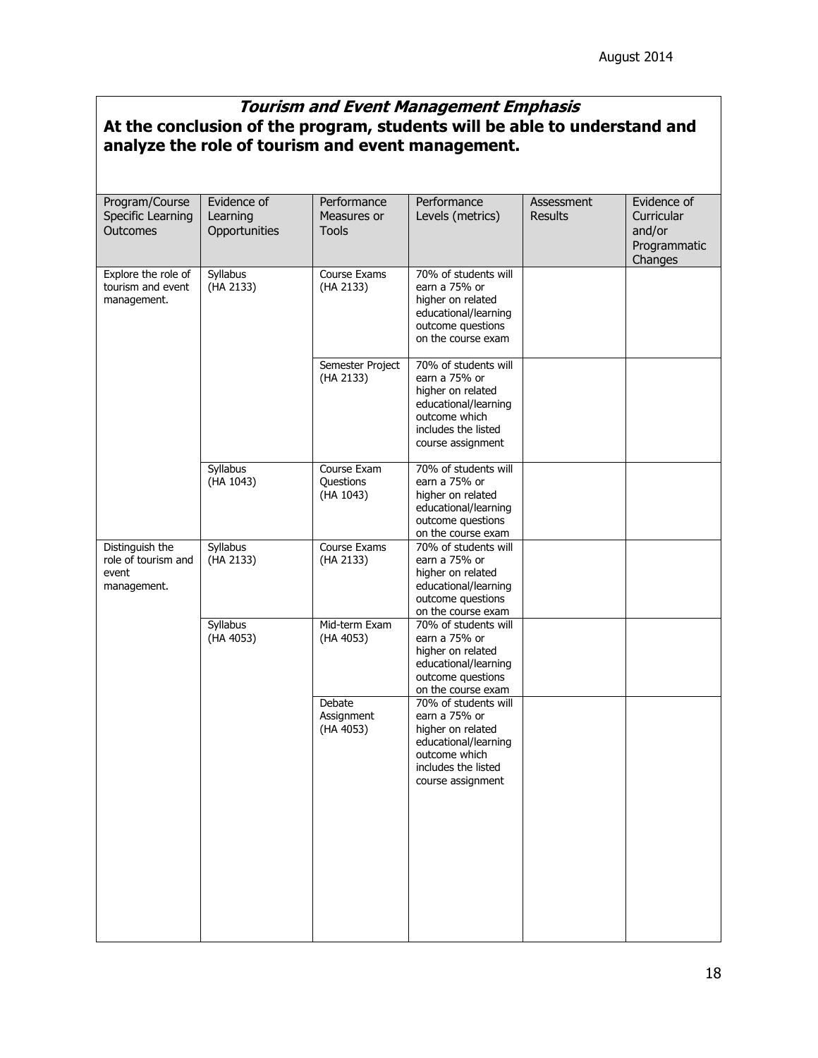## *Tourism and Event Management Emphasis*

**At the conclusion of the program, students will be able to understand and analyze the role of tourism and event management.**

| Program/Course Specific Learning Outcomes | Evidence of Learning Opportunities | Performance Measures or Tools | Performance Levels (metrics) | Assessment Results | Evidence of Curricular and/or Programmatic Changes |
|---|---|---|---|---|---|
| Explore the role of tourism and event management. | Syllabus (HA 2133) | Course Exams (HA 2133) | 70% of students will earn a 75% or higher on related educational/learning outcome questions on the course exam | | |
| | | Semester Project (HA 2133) | 70% of students will earn a 75% or higher on related educational/learning outcome which includes the listed course assignment | | |
| | Syllabus (HA 1043) | Course Exam Questions (HA 1043) | 70% of students will earn a 75% or higher on related educational/learning outcome questions on the course exam | | |
| Distinguish the role of tourism and event management. | Syllabus (HA 2133) | Course Exams (HA 2133) | 70% of students will earn a 75% or higher on related educational/learning outcome questions on the course exam | | |
| | Syllabus (HA 4053) | Mid-term Exam (HA 4053) | 70% of students will earn a 75% or higher on related educational/learning outcome questions on the course exam | | |
| | | Debate Assignment (HA 4053) | 70% of students will earn a 75% or higher on related educational/learning outcome which includes the listed course assignment | | |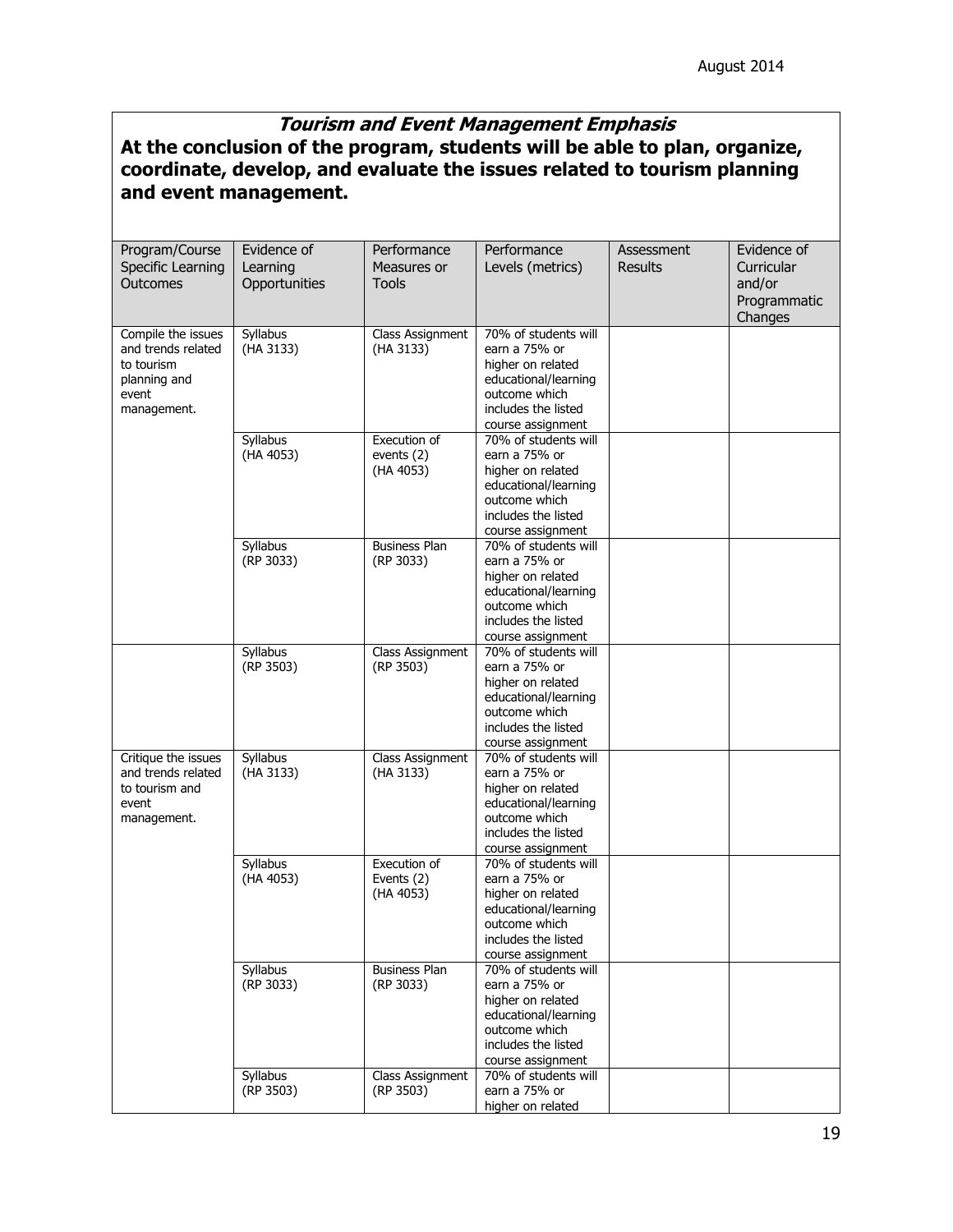## *Tourism and Event Management Emphasis*

**At the conclusion of the program, students will be able to plan, organize, coordinate, develop, and evaluate the issues related to tourism planning and event management.**

| Program/Course Specific Learning Outcomes | Evidence of Learning Opportunities | Performance Measures or Tools | Performance Levels (metrics) | Assessment Results | Evidence of Curricular and/or Programmatic Changes |
|---|---|---|---|---|---|
| Compile the issues and trends related to tourism planning and event management. | Syllabus (HA 3133) | Class Assignment (HA 3133) | 70% of students will earn a 75% or higher on related educational/learning outcome which includes the listed course assignment | | |
| | Syllabus (HA 4053) | Execution of events (2) (HA 4053) | 70% of students will earn a 75% or higher on related educational/learning outcome which includes the listed course assignment | | |
| | Syllabus (RP 3033) | Business Plan (RP 3033) | 70% of students will earn a 75% or higher on related educational/learning outcome which includes the listed course assignment | | |
| | Syllabus (RP 3503) | Class Assignment (RP 3503) | 70% of students will earn a 75% or higher on related educational/learning outcome which includes the listed course assignment | | |
| Critique the issues and trends related to tourism and event management. | Syllabus (HA 3133) | Class Assignment (HA 3133) | 70% of students will earn a 75% or higher on related educational/learning outcome which includes the listed course assignment | | |
| | Syllabus (HA 4053) | Execution of Events (2) (HA 4053) | 70% of students will earn a 75% or higher on related educational/learning outcome which includes the listed course assignment | | |
| | Syllabus (RP 3033) | Business Plan (RP 3033) | 70% of students will earn a 75% or higher on related educational/learning outcome which includes the listed course assignment | | |
| | Syllabus (RP 3503) | Class Assignment (RP 3503) | 70% of students will earn a 75% or higher on related | | |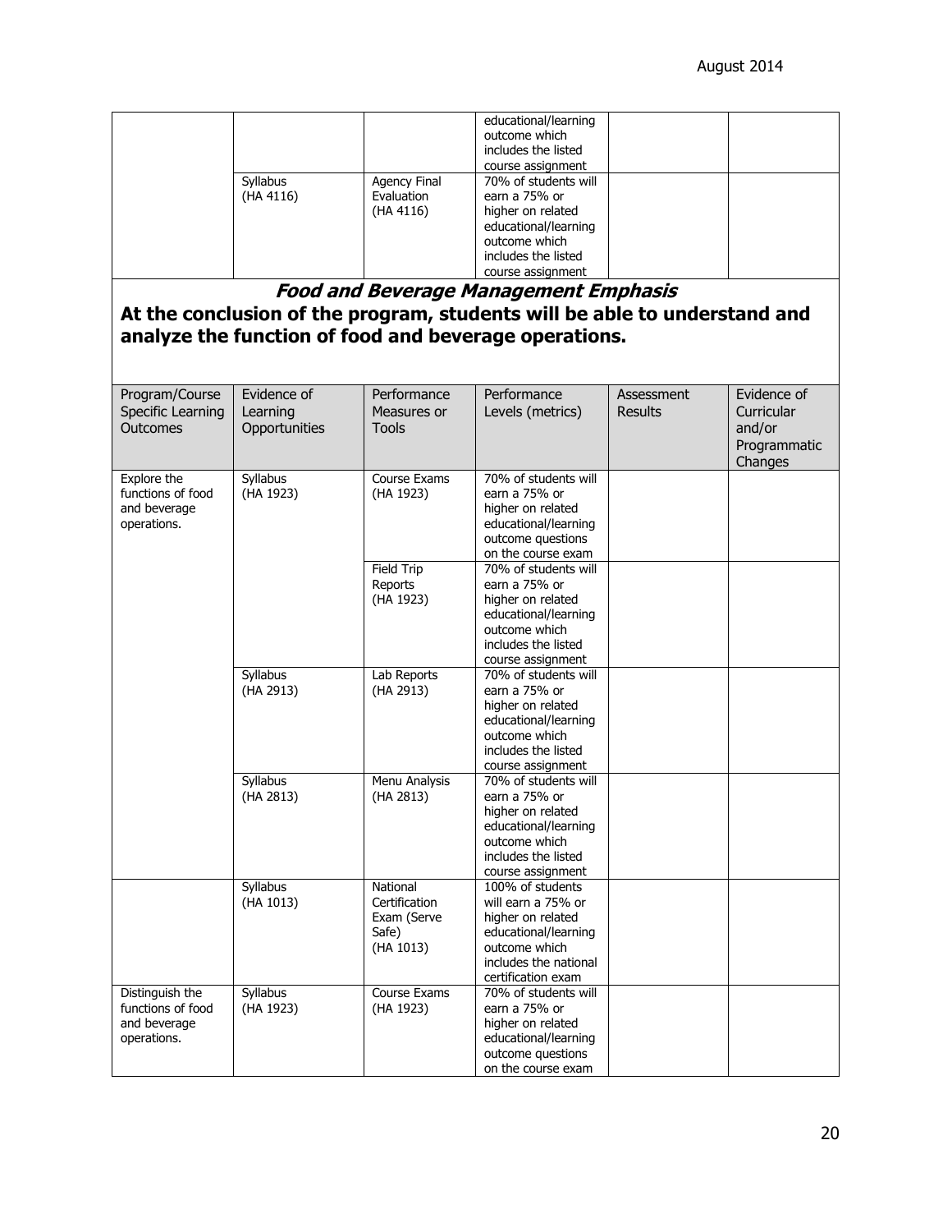| | | | educational/learning outcome which includes the listed course assignment | | |
|---|---|---|---|---|---|
| | Syllabus (HA 4116) | Agency Final Evaluation (HA 4116) | 70% of students will earn a 75% or higher on related educational/learning outcome which includes the listed course assignment | | |

## *Food and Beverage Management Emphasis*

## At the conclusion of the program, students will be able to understand and analyze the function of food and beverage operations.

| Program/Course Specific Learning Outcomes | Evidence of Learning Opportunities | Performance Measures or Tools | Performance Levels (metrics) | Assessment Results | Evidence of Curricular and/or Programmatic Changes |
|---|---|---|---|---|---|
| Explore the functions of food and beverage operations. | Syllabus (HA 1923) | Course Exams (HA 1923) | 70% of students will earn a 75% or higher on related educational/learning outcome questions on the course exam | | |
| | | Field Trip Reports (HA 1923) | 70% of students will earn a 75% or higher on related educational/learning outcome which includes the listed course assignment | | |
| | Syllabus (HA 2913) | Lab Reports (HA 2913) | 70% of students will earn a 75% or higher on related educational/learning outcome which includes the listed course assignment | | |
| | Syllabus (HA 2813) | Menu Analysis (HA 2813) | 70% of students will earn a 75% or higher on related educational/learning outcome which includes the listed course assignment | | |
| | Syllabus (HA 1013) | National Certification Exam (Serve Safe) (HA 1013) | 100% of students will earn a 75% or higher on related educational/learning outcome which includes the national certification exam | | |
| Distinguish the functions of food and beverage operations. | Syllabus (HA 1923) | Course Exams (HA 1923) | 70% of students will earn a 75% or higher on related educational/learning outcome questions on the course exam | | |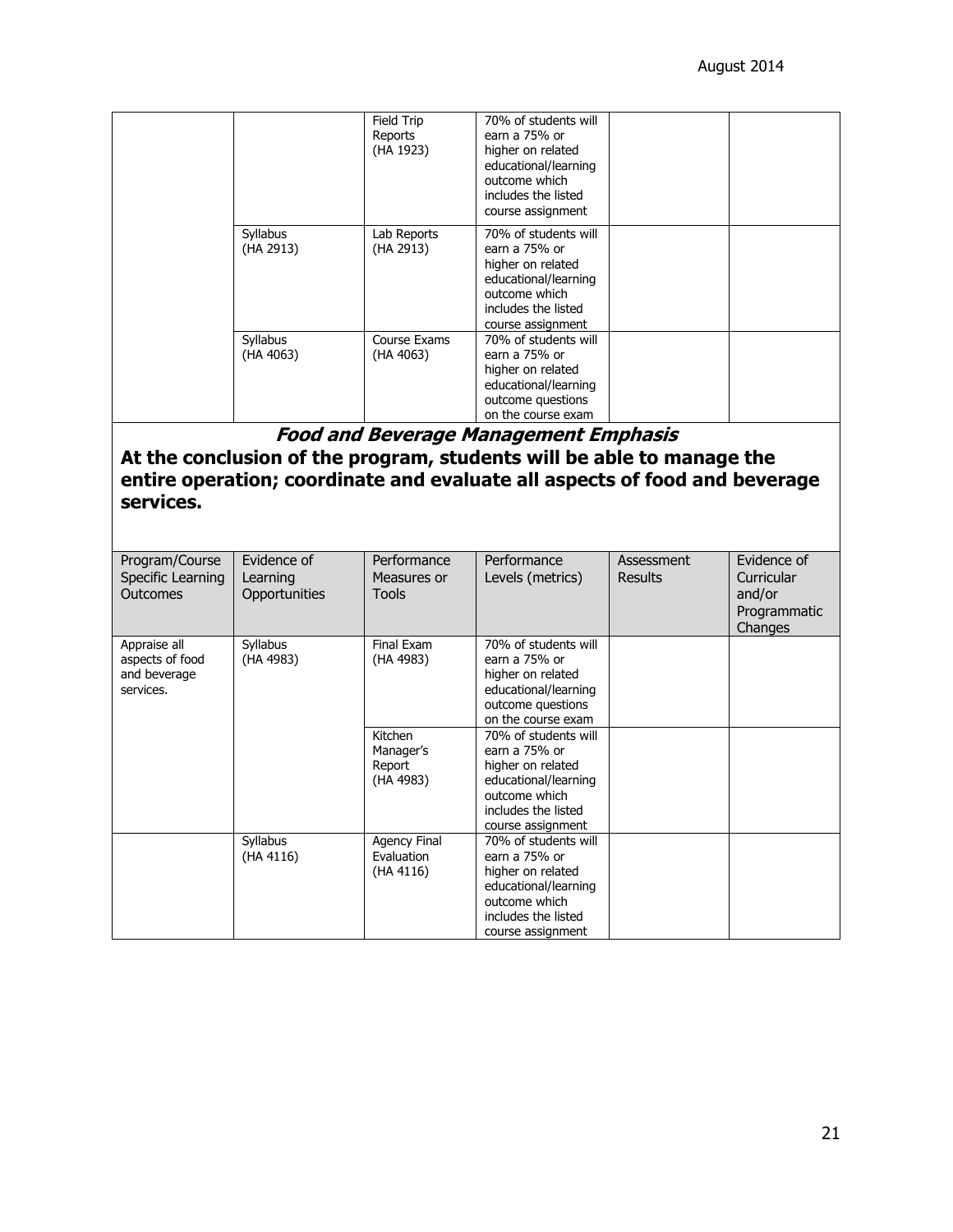| | | | | | |
|---|---|---|---|---|---|
| | | Field Trip Reports (HA 1923) | 70% of students will earn a 75% or higher on related educational/learning outcome which includes the listed course assignment | | |
| | Syllabus (HA 2913) | Lab Reports (HA 2913) | 70% of students will earn a 75% or higher on related educational/learning outcome which includes the listed course assignment | | |
| | Syllabus (HA 4063) | Course Exams (HA 4063) | 70% of students will earn a 75% or higher on related educational/learning outcome questions on the course exam | | |

## *Food and Beverage Management Emphasis*

**At the conclusion of the program, students will be able to manage the entire operation; coordinate and evaluate all aspects of food and beverage services.**

| Program/Course Specific Learning Outcomes | Evidence of Learning Opportunities | Performance Measures or Tools | Performance Levels (metrics) | Assessment Results | Evidence of Curricular and/or Programmatic Changes |
|---|---|---|---|---|---|
| Appraise all aspects of food and beverage services. | Syllabus (HA 4983) | Final Exam (HA 4983) | 70% of students will earn a 75% or higher on related educational/learning outcome questions on the course exam | | |
| | | Kitchen Manager's Report (HA 4983) | 70% of students will earn a 75% or higher on related educational/learning outcome which includes the listed course assignment | | |
| | Syllabus (HA 4116) | Agency Final Evaluation (HA 4116) | 70% of students will earn a 75% or higher on related educational/learning outcome which includes the listed course assignment | | |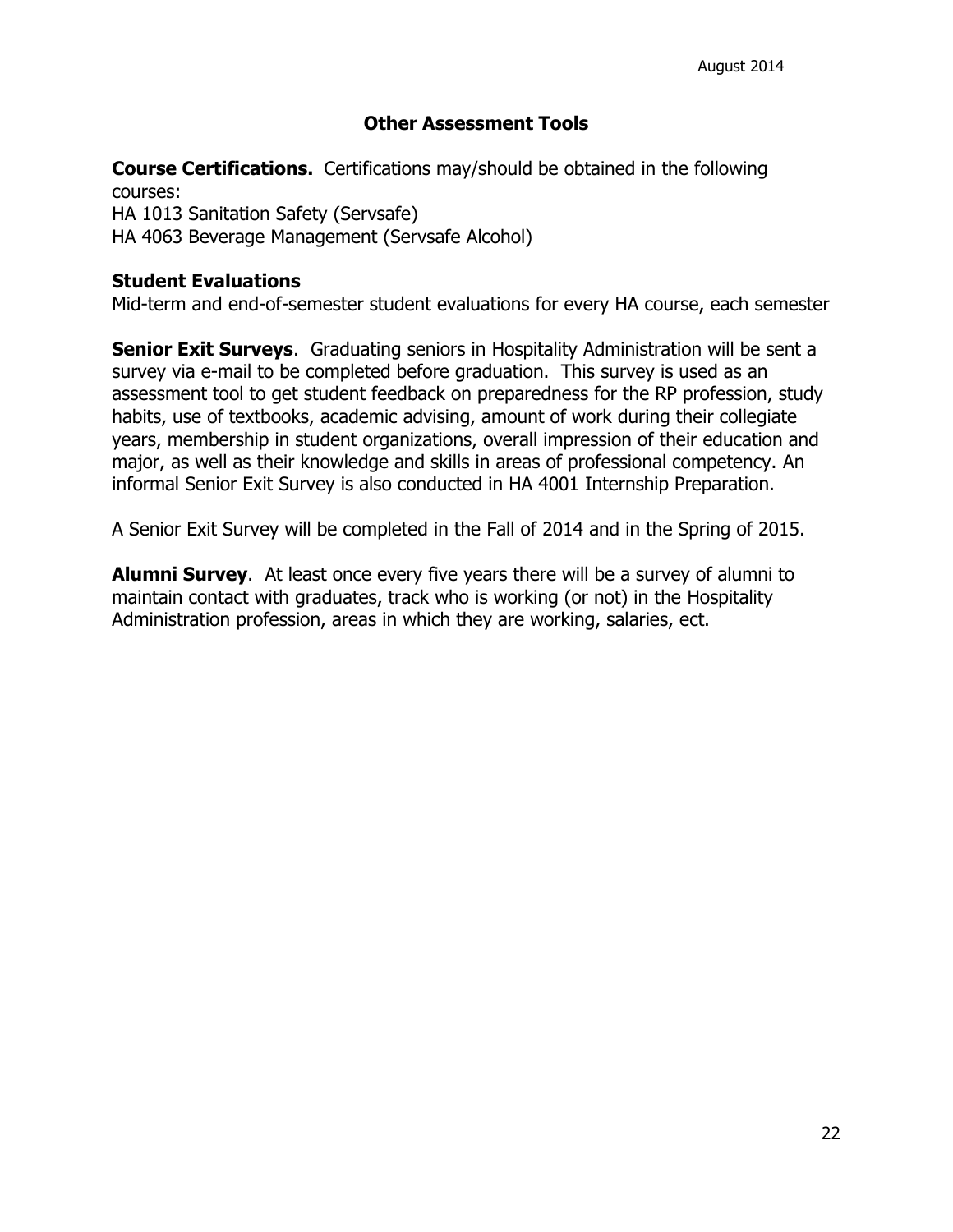## Other Assessment Tools

**Course Certifications.** Certifications may/should be obtained in the following courses:
HA 1013 Sanitation Safety (Servsafe)
HA 4063 Beverage Management (Servsafe Alcohol)

**Student Evaluations**
Mid-term and end-of-semester student evaluations for every HA course, each semester

**Senior Exit Surveys**. Graduating seniors in Hospitality Administration will be sent a survey via e-mail to be completed before graduation. This survey is used as an assessment tool to get student feedback on preparedness for the RP profession, study habits, use of textbooks, academic advising, amount of work during their collegiate years, membership in student organizations, overall impression of their education and major, as well as their knowledge and skills in areas of professional competency. An informal Senior Exit Survey is also conducted in HA 4001 Internship Preparation.

A Senior Exit Survey will be completed in the Fall of 2014 and in the Spring of 2015.

**Alumni Survey**. At least once every five years there will be a survey of alumni to maintain contact with graduates, track who is working (or not) in the Hospitality Administration profession, areas in which they are working, salaries, ect.